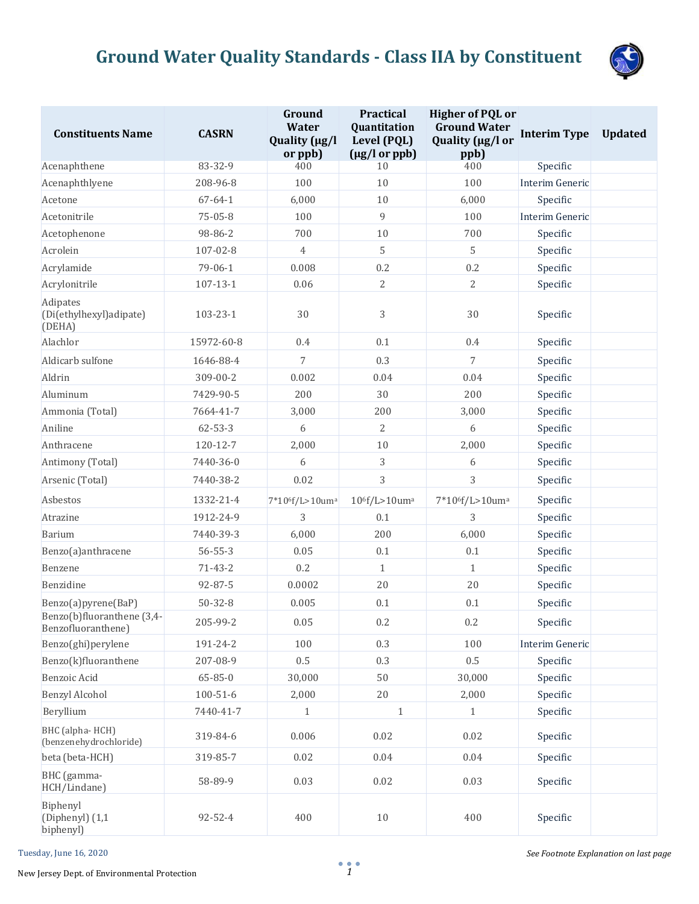# Ground Water Quality Standards - Class IIA by Constituent

| Constituents Name | CASRN | Ground Water Quality (µg/l or ppb) | Practical Quantitation Level (PQL) (µg/l or ppb) | Higher of PQL or Ground Water Quality (µg/l or ppb) | Interim Type | Updated |
|---|---|---|---|---|---|---|
| Acenaphthene | 83-32-9 | 400 | 10 | 400 | Specific | |
| Acenaphthlyene | 208-96-8 | 100 | 10 | 100 | Interim Generic | |
| Acetone | 67-64-1 | 6,000 | 10 | 6,000 | Specific | |
| Acetonitrile | 75-05-8 | 100 | 9 | 100 | Interim Generic | |
| Acetophenone | 98-86-2 | 700 | 10 | 700 | Specific | |
| Acrolein | 107-02-8 | 4 | 5 | 5 | Specific | |
| Acrylamide | 79-06-1 | 0.008 | 0.2 | 0.2 | Specific | |
| Acrylonitrile | 107-13-1 | 0.06 | 2 | 2 | Specific | |
| Adipates (Di(ethylhexyl)adipate) (DEHA) | 103-23-1 | 30 | 3 | 30 | Specific | |
| Alachlor | 15972-60-8 | 0.4 | 0.1 | 0.4 | Specific | |
| Aldicarb sulfone | 1646-88-4 | 7 | 0.3 | 7 | Specific | |
| Aldrin | 309-00-2 | 0.002 | 0.04 | 0.04 | Specific | |
| Aluminum | 7429-90-5 | 200 | 30 | 200 | Specific | |
| Ammonia (Total) | 7664-41-7 | 3,000 | 200 | 3,000 | Specific | |
| Aniline | 62-53-3 | 6 | 2 | 6 | Specific | |
| Anthracene | 120-12-7 | 2,000 | 10 | 2,000 | Specific | |
| Antimony (Total) | 7440-36-0 | 6 | 3 | 6 | Specific | |
| Arsenic (Total) | 7440-38-2 | 0.02 | 3 | 3 | Specific | |
| Asbestos | 1332-21-4 | $7*10^6$f/L>10um[a] | $10^6$f/L>10um[a] | $7*10^6$f/L>10um[a] | Specific | |
| Atrazine | 1912-24-9 | 3 | 0.1 | 3 | Specific | |
| Barium | 7440-39-3 | 6,000 | 200 | 6,000 | Specific | |
| Benzo(a)anthracene | 56-55-3 | 0.05 | 0.1 | 0.1 | Specific | |
| Benzene | 71-43-2 | 0.2 | 1 | 1 | Specific | |
| Benzidine | 92-87-5 | 0.0002 | 20 | 20 | Specific | |
| Benzo(a)pyrene(BaP) | 50-32-8 | 0.005 | 0.1 | 0.1 | Specific | |
| Benzo(b)fluoranthene (3,4-Benzofluoranthene) | 205-99-2 | 0.05 | 0.2 | 0.2 | Specific | |
| Benzo(ghi)perylene | 191-24-2 | 100 | 0.3 | 100 | Interim Generic | |
| Benzo(k)fluoranthene | 207-08-9 | 0.5 | 0.3 | 0.5 | Specific | |
| Benzoic Acid | 65-85-0 | 30,000 | 50 | 30,000 | Specific | |
| Benzyl Alcohol | 100-51-6 | 2,000 | 20 | 2,000 | Specific | |
| Beryllium | 7440-41-7 | 1 | 1 | 1 | Specific | |
| BHC (alpha- HCH) (benzenehydrochloride) | 319-84-6 | 0.006 | 0.02 | 0.02 | Specific | |
| beta (beta-HCH) | 319-85-7 | 0.02 | 0.04 | 0.04 | Specific | |
| BHC (gamma-HCH/Lindane) | 58-89-9 | 0.03 | 0.02 | 0.03 | Specific | |
| Biphenyl (Diphenyl) (1,1 biphenyl) | 92-52-4 | 400 | 10 | 400 | Specific | |

Tuesday, June 16, 2020

*See Footnote Explanation on last page*

New Jersey Dept. of Environmental Protection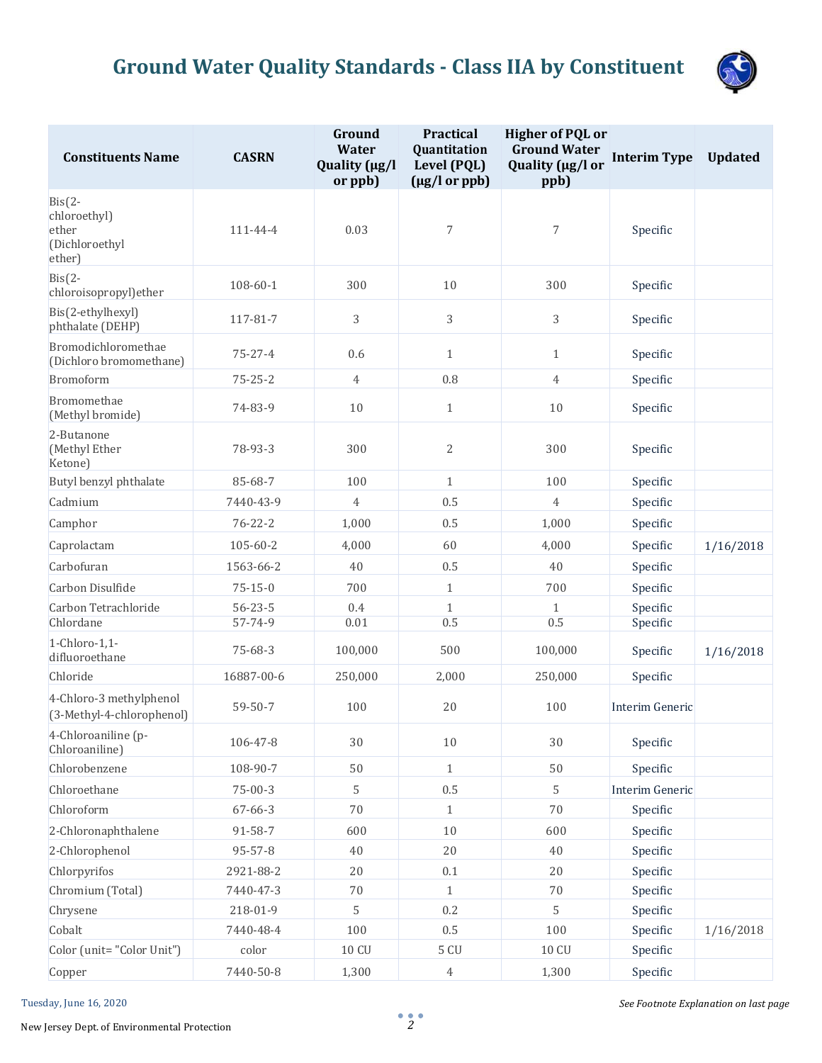# Ground Water Quality Standards - Class IIA by Constituent

| Constituents Name | CASRN | Ground Water Quality (µg/l or ppb) | Practical Quantitation Level (PQL) (µg/l or ppb) | Higher of PQL or Ground Water Quality (µg/l or ppb) | Interim Type | Updated |
|---|---|---|---|---|---|---|
| Bis(2-chloroethyl) ether (Dichloroethyl ether) | 111-44-4 | 0.03 | 7 | 7 | Specific | |
| Bis(2-chloroisopropyl)ether | 108-60-1 | 300 | 10 | 300 | Specific | |
| Bis(2-ethylhexyl) phthalate (DEHP) | 117-81-7 | 3 | 3 | 3 | Specific | |
| Bromodichloromethae (Dichloro bromomethane) | 75-27-4 | 0.6 | 1 | 1 | Specific | |
| Bromoform | 75-25-2 | 4 | 0.8 | 4 | Specific | |
| Bromomethae (Methyl bromide) | 74-83-9 | 10 | 1 | 10 | Specific | |
| 2-Butanone (Methyl Ether Ketone) | 78-93-3 | 300 | 2 | 300 | Specific | |
| Butyl benzyl phthalate | 85-68-7 | 100 | 1 | 100 | Specific | |
| Cadmium | 7440-43-9 | 4 | 0.5 | 4 | Specific | |
| Camphor | 76-22-2 | 1,000 | 0.5 | 1,000 | Specific | |
| Caprolactam | 105-60-2 | 4,000 | 60 | 4,000 | Specific | 1/16/2018 |
| Carbofuran | 1563-66-2 | 40 | 0.5 | 40 | Specific | |
| Carbon Disulfide | 75-15-0 | 700 | 1 | 700 | Specific | |
| Carbon Tetrachloride | 56-23-5 | 0.4 | 1 | 1 | Specific | |
| Chlordane | 57-74-9 | 0.01 | 0.5 | 0.5 | Specific | |
| 1-Chloro-1,1-difluoroethane | 75-68-3 | 100,000 | 500 | 100,000 | Specific | 1/16/2018 |
| Chloride | 16887-00-6 | 250,000 | 2,000 | 250,000 | Specific | |
| 4-Chloro-3 methylphenol (3-Methyl-4-chlorophenol) | 59-50-7 | 100 | 20 | 100 | Interim Generic | |
| 4-Chloroaniline (p-Chloroaniline) | 106-47-8 | 30 | 10 | 30 | Specific | |
| Chlorobenzene | 108-90-7 | 50 | 1 | 50 | Specific | |
| Chloroethane | 75-00-3 | 5 | 0.5 | 5 | Interim Generic | |
| Chloroform | 67-66-3 | 70 | 1 | 70 | Specific | |
| 2-Chloronaphthalene | 91-58-7 | 600 | 10 | 600 | Specific | |
| 2-Chlorophenol | 95-57-8 | 40 | 20 | 40 | Specific | |
| Chlorpyrifos | 2921-88-2 | 20 | 0.1 | 20 | Specific | |
| Chromium (Total) | 7440-47-3 | 70 | 1 | 70 | Specific | |
| Chrysene | 218-01-9 | 5 | 0.2 | 5 | Specific | |
| Cobalt | 7440-48-4 | 100 | 0.5 | 100 | Specific | 1/16/2018 |
| Color (unit= "Color Unit") | color | 10 CU | 5 CU | 10 CU | Specific | |
| Copper | 7440-50-8 | 1,300 | 4 | 1,300 | Specific | |

*See Footnote Explanation on last page*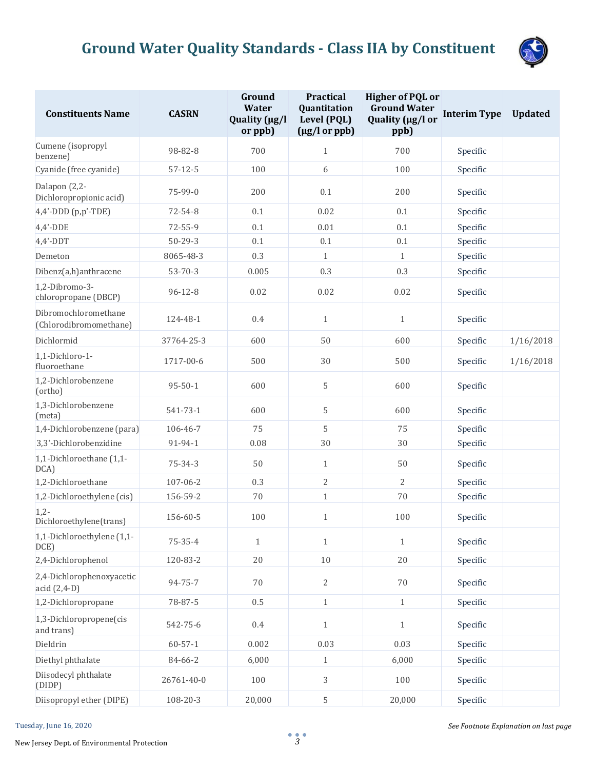# Ground Water Quality Standards - Class IIA by Constituent

| Constituents Name | CASRN | Ground Water Quality (µg/l or ppb) | Practical Quantitation Level (PQL) (µg/l or ppb) | Higher of PQL or Ground Water Quality (µg/l or ppb) | Interim Type | Updated |
|---|---|---|---|---|---|---|
| Cumene (isopropyl benzene) | 98-82-8 | 700 | 1 | 700 | Specific | |
| Cyanide (free cyanide) | 57-12-5 | 100 | 6 | 100 | Specific | |
| Dalapon (2,2-Dichloropropionic acid) | 75-99-0 | 200 | 0.1 | 200 | Specific | |
| 4,4'-DDD (p,p'-TDE) | 72-54-8 | 0.1 | 0.02 | 0.1 | Specific | |
| 4,4'-DDE | 72-55-9 | 0.1 | 0.01 | 0.1 | Specific | |
| 4,4'-DDT | 50-29-3 | 0.1 | 0.1 | 0.1 | Specific | |
| Demeton | 8065-48-3 | 0.3 | 1 | 1 | Specific | |
| Dibenz(a,h)anthracene | 53-70-3 | 0.005 | 0.3 | 0.3 | Specific | |
| 1,2-Dibromo-3-chloropropane (DBCP) | 96-12-8 | 0.02 | 0.02 | 0.02 | Specific | |
| Dibromochloromethane (Chlorodibromomethane) | 124-48-1 | 0.4 | 1 | 1 | Specific | |
| Dichlormid | 37764-25-3 | 600 | 50 | 600 | Specific | 1/16/2018 |
| 1,1-Dichloro-1-fluoroethane | 1717-00-6 | 500 | 30 | 500 | Specific | 1/16/2018 |
| 1,2-Dichlorobenzene (ortho) | 95-50-1 | 600 | 5 | 600 | Specific | |
| 1,3-Dichlorobenzene (meta) | 541-73-1 | 600 | 5 | 600 | Specific | |
| 1,4-Dichlorobenzene (para) | 106-46-7 | 75 | 5 | 75 | Specific | |
| 3,3'-Dichlorobenzidine | 91-94-1 | 0.08 | 30 | 30 | Specific | |
| 1,1-Dichloroethane (1,1-DCA) | 75-34-3 | 50 | 1 | 50 | Specific | |
| 1,2-Dichloroethane | 107-06-2 | 0.3 | 2 | 2 | Specific | |
| 1,2-Dichloroethylene (cis) | 156-59-2 | 70 | 1 | 70 | Specific | |
| 1,2-Dichloroethylene(trans) | 156-60-5 | 100 | 1 | 100 | Specific | |
| 1,1-Dichloroethylene (1,1-DCE) | 75-35-4 | 1 | 1 | 1 | Specific | |
| 2,4-Dichlorophenol | 120-83-2 | 20 | 10 | 20 | Specific | |
| 2,4-Dichlorophenoxyacetic acid (2,4-D) | 94-75-7 | 70 | 2 | 70 | Specific | |
| 1,2-Dichloropropane | 78-87-5 | 0.5 | 1 | 1 | Specific | |
| 1,3-Dichloropropene(cis and trans) | 542-75-6 | 0.4 | 1 | 1 | Specific | |
| Dieldrin | 60-57-1 | 0.002 | 0.03 | 0.03 | Specific | |
| Diethyl phthalate | 84-66-2 | 6,000 | 1 | 6,000 | Specific | |
| Diisodecyl phthalate (DIDP) | 26761-40-0 | 100 | 3 | 100 | Specific | |
| Diisopropyl ether (DIPE) | 108-20-3 | 20,000 | 5 | 20,000 | Specific | |

Tuesday, June 16, 2020

*See Footnote Explanation on last page*

New Jersey Dept. of Environmental Protection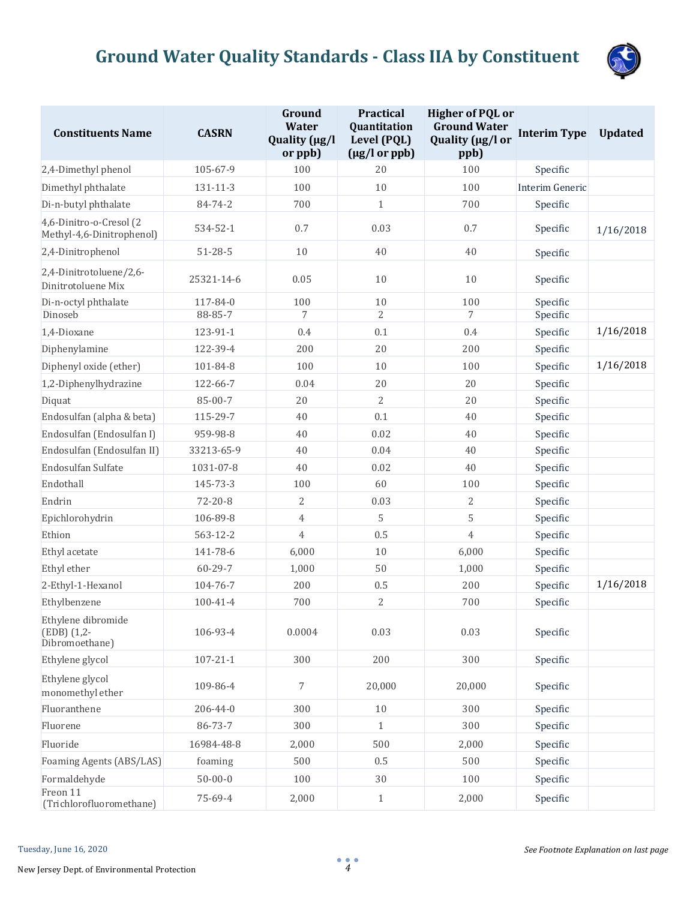# Ground Water Quality Standards - Class IIA by Constituent

| Constituents Name | CASRN | Ground Water Quality (µg/l or ppb) | Practical Quantitation Level (PQL) (µg/l or ppb) | Higher of PQL or Ground Water Quality (µg/l or ppb) | Interim Type | Updated |
|---|---|---|---|---|---|---|
| 2,4-Dimethyl phenol | 105-67-9 | 100 | 20 | 100 | Specific | |
| Dimethyl phthalate | 131-11-3 | 100 | 10 | 100 | Interim Generic | |
| Di-n-butyl phthalate | 84-74-2 | 700 | 1 | 700 | Specific | |
| 4,6-Dinitro-o-Cresol (2 Methyl-4,6-Dinitrophenol) | 534-52-1 | 0.7 | 0.03 | 0.7 | Specific | 1/16/2018 |
| 2,4-Dinitrophenol | 51-28-5 | 10 | 40 | 40 | Specific | |
| 2,4-Dinitrotoluene/2,6-Dinitrotoluene Mix | 25321-14-6 | 0.05 | 10 | 10 | Specific | |
| Di-n-octyl phthalate | 117-84-0 | 100 | 10 | 100 | Specific | |
| Dinoseb | 88-85-7 | 7 | 2 | 7 | Specific | |
| 1,4-Dioxane | 123-91-1 | 0.4 | 0.1 | 0.4 | Specific | 1/16/2018 |
| Diphenylamine | 122-39-4 | 200 | 20 | 200 | Specific | |
| Diphenyl oxide (ether) | 101-84-8 | 100 | 10 | 100 | Specific | 1/16/2018 |
| 1,2-Diphenylhydrazine | 122-66-7 | 0.04 | 20 | 20 | Specific | |
| Diquat | 85-00-7 | 20 | 2 | 20 | Specific | |
| Endosulfan (alpha & beta) | 115-29-7 | 40 | 0.1 | 40 | Specific | |
| Endosulfan (Endosulfan I) | 959-98-8 | 40 | 0.02 | 40 | Specific | |
| Endosulfan (Endosulfan II) | 33213-65-9 | 40 | 0.04 | 40 | Specific | |
| Endosulfan Sulfate | 1031-07-8 | 40 | 0.02 | 40 | Specific | |
| Endothall | 145-73-3 | 100 | 60 | 100 | Specific | |
| Endrin | 72-20-8 | 2 | 0.03 | 2 | Specific | |
| Epichlorohydrin | 106-89-8 | 4 | 5 | 5 | Specific | |
| Ethion | 563-12-2 | 4 | 0.5 | 4 | Specific | |
| Ethyl acetate | 141-78-6 | 6,000 | 10 | 6,000 | Specific | |
| Ethyl ether | 60-29-7 | 1,000 | 50 | 1,000 | Specific | |
| 2-Ethyl-1-Hexanol | 104-76-7 | 200 | 0.5 | 200 | Specific | 1/16/2018 |
| Ethylbenzene | 100-41-4 | 700 | 2 | 700 | Specific | |
| Ethylene dibromide (EDB) (1,2-Dibromoethane) | 106-93-4 | 0.0004 | 0.03 | 0.03 | Specific | |
| Ethylene glycol | 107-21-1 | 300 | 200 | 300 | Specific | |
| Ethylene glycol monomethyl ether | 109-86-4 | 7 | 20,000 | 20,000 | Specific | |
| Fluoranthene | 206-44-0 | 300 | 10 | 300 | Specific | |
| Fluorene | 86-73-7 | 300 | 1 | 300 | Specific | |
| Fluoride | 16984-48-8 | 2,000 | 500 | 2,000 | Specific | |
| Foaming Agents (ABS/LAS) | foaming | 500 | 0.5 | 500 | Specific | |
| Formaldehyde | 50-00-0 | 100 | 30 | 100 | Specific | |
| Freon 11 (Trichlorofluoromethane) | 75-69-4 | 2,000 | 1 | 2,000 | Specific | |

*See Footnote Explanation on last page*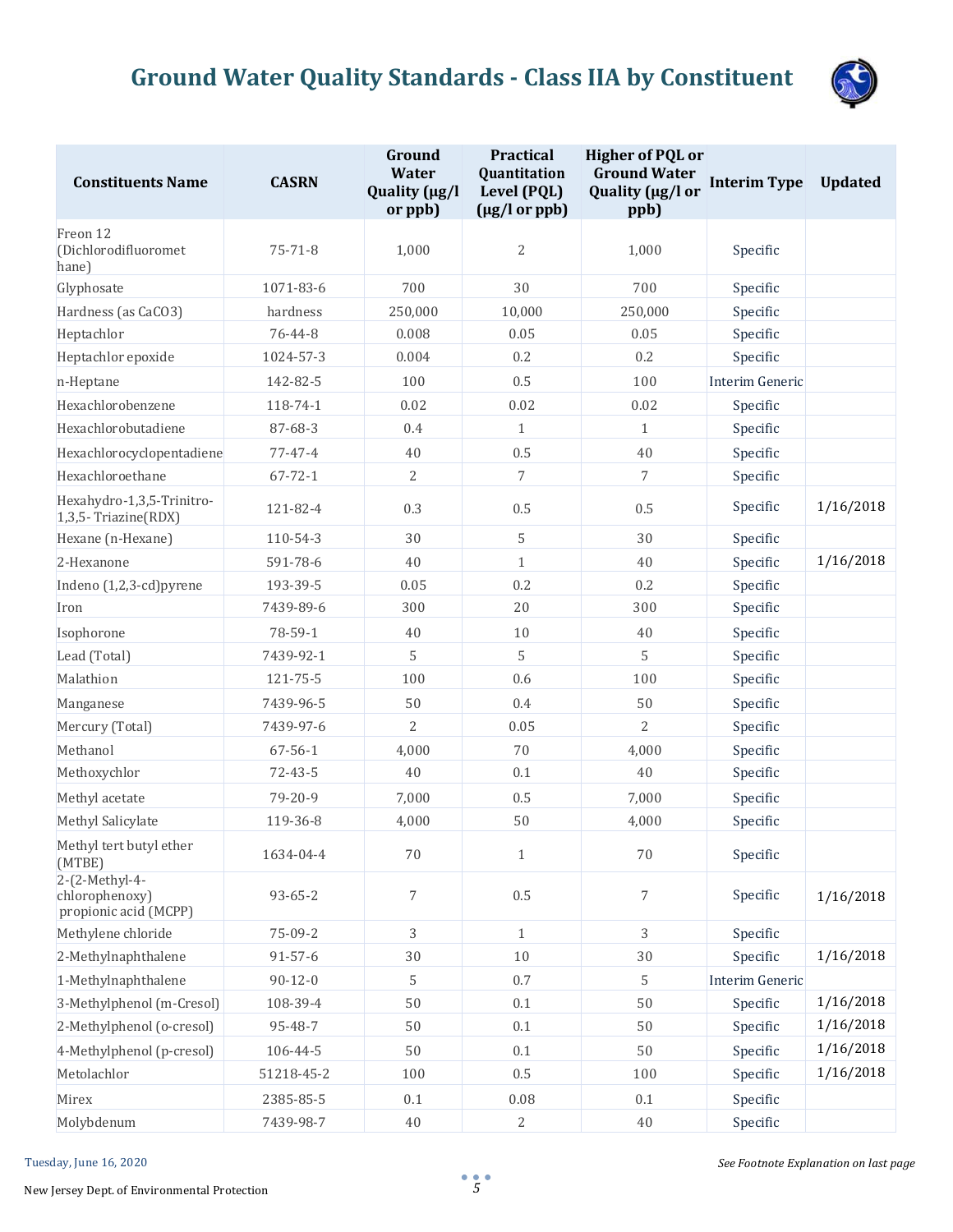# Ground Water Quality Standards - Class IIA by Constituent

| Constituents Name | CASRN | Ground Water Quality (µg/l or ppb) | Practical Quantitation Level (PQL) (µg/l or ppb) | Higher of PQL or Ground Water Quality (µg/l or ppb) | Interim Type | Updated |
|---|---|---|---|---|---|---|
| Freon 12 (Dichlorodifluoromethane) | 75-71-8 | 1,000 | 2 | 1,000 | Specific | |
| Glyphosate | 1071-83-6 | 700 | 30 | 700 | Specific | |
| Hardness (as CaCO3) | hardness | 250,000 | 10,000 | 250,000 | Specific | |
| Heptachlor | 76-44-8 | 0.008 | 0.05 | 0.05 | Specific | |
| Heptachlor epoxide | 1024-57-3 | 0.004 | 0.2 | 0.2 | Specific | |
| n-Heptane | 142-82-5 | 100 | 0.5 | 100 | Interim Generic | |
| Hexachlorobenzene | 118-74-1 | 0.02 | 0.02 | 0.02 | Specific | |
| Hexachlorobutadiene | 87-68-3 | 0.4 | 1 | 1 | Specific | |
| Hexachlorocyclopentadiene | 77-47-4 | 40 | 0.5 | 40 | Specific | |
| Hexachloroethane | 67-72-1 | 2 | 7 | 7 | Specific | |
| Hexahydro-1,3,5-Trinitro-1,3,5- Triazine(RDX) | 121-82-4 | 0.3 | 0.5 | 0.5 | Specific | 1/16/2018 |
| Hexane (n-Hexane) | 110-54-3 | 30 | 5 | 30 | Specific | |
| 2-Hexanone | 591-78-6 | 40 | 1 | 40 | Specific | 1/16/2018 |
| Indeno (1,2,3-cd)pyrene | 193-39-5 | 0.05 | 0.2 | 0.2 | Specific | |
| Iron | 7439-89-6 | 300 | 20 | 300 | Specific | |
| Isophorone | 78-59-1 | 40 | 10 | 40 | Specific | |
| Lead (Total) | 7439-92-1 | 5 | 5 | 5 | Specific | |
| Malathion | 121-75-5 | 100 | 0.6 | 100 | Specific | |
| Manganese | 7439-96-5 | 50 | 0.4 | 50 | Specific | |
| Mercury (Total) | 7439-97-6 | 2 | 0.05 | 2 | Specific | |
| Methanol | 67-56-1 | 4,000 | 70 | 4,000 | Specific | |
| Methoxychlor | 72-43-5 | 40 | 0.1 | 40 | Specific | |
| Methyl acetate | 79-20-9 | 7,000 | 0.5 | 7,000 | Specific | |
| Methyl Salicylate | 119-36-8 | 4,000 | 50 | 4,000 | Specific | |
| Methyl tert butyl ether (MTBE) | 1634-04-4 | 70 | 1 | 70 | Specific | |
| 2-(2-Methyl-4-chlorophenoxy) propionic acid (MCPP) | 93-65-2 | 7 | 0.5 | 7 | Specific | 1/16/2018 |
| Methylene chloride | 75-09-2 | 3 | 1 | 3 | Specific | |
| 2-Methylnaphthalene | 91-57-6 | 30 | 10 | 30 | Specific | 1/16/2018 |
| 1-Methylnaphthalene | 90-12-0 | 5 | 0.7 | 5 | Interim Generic | |
| 3-Methylphenol (m-Cresol) | 108-39-4 | 50 | 0.1 | 50 | Specific | 1/16/2018 |
| 2-Methylphenol (o-cresol) | 95-48-7 | 50 | 0.1 | 50 | Specific | 1/16/2018 |
| 4-Methylphenol (p-cresol) | 106-44-5 | 50 | 0.1 | 50 | Specific | 1/16/2018 |
| Metolachlor | 51218-45-2 | 100 | 0.5 | 100 | Specific | 1/16/2018 |
| Mirex | 2385-85-5 | 0.1 | 0.08 | 0.1 | Specific | |
| Molybdenum | 7439-98-7 | 40 | 2 | 40 | Specific | |

*See Footnote Explanation on last page*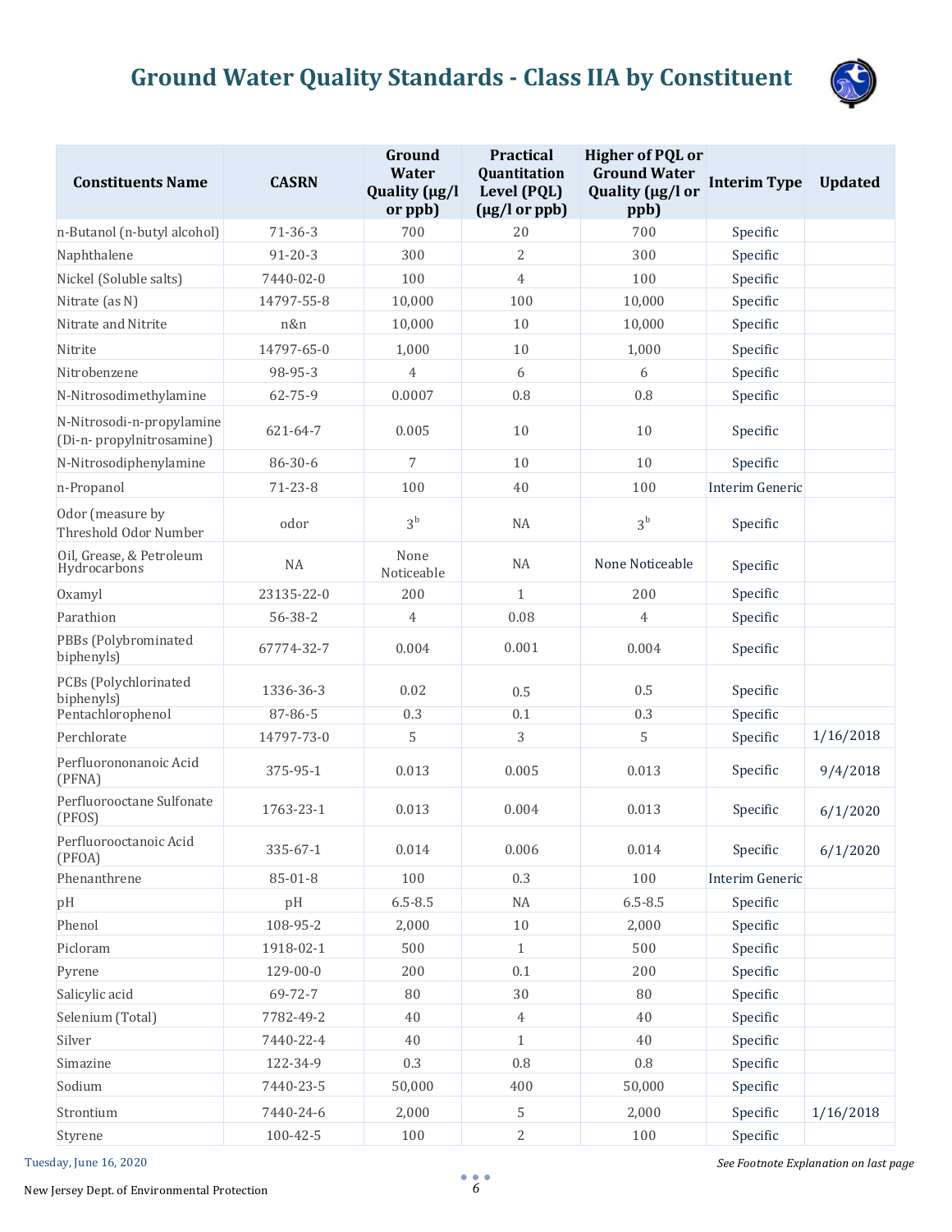# Ground Water Quality Standards - Class IIA by Constituent

| Constituents Name | CASRN | Ground Water Quality (µg/l or ppb) | Practical Quantitation Level (PQL) (µg/l or ppb) | Higher of PQL or Ground Water Quality (µg/l or ppb) | Interim Type | Updated |
|---|---|---|---|---|---|---|
| n-Butanol (n-butyl alcohol) | 71-36-3 | 700 | 20 | 700 | Specific | |
| Naphthalene | 91-20-3 | 300 | 2 | 300 | Specific | |
| Nickel (Soluble salts) | 7440-02-0 | 100 | 4 | 100 | Specific | |
| Nitrate (as N) | 14797-55-8 | 10,000 | 100 | 10,000 | Specific | |
| Nitrate and Nitrite | n&n | 10,000 | 10 | 10,000 | Specific | |
| Nitrite | 14797-65-0 | 1,000 | 10 | 1,000 | Specific | |
| Nitrobenzene | 98-95-3 | 4 | 6 | 6 | Specific | |
| N-Nitrosodimethylamine | 62-75-9 | 0.0007 | 0.8 | 0.8 | Specific | |
| N-Nitrosodi-n-propylamine (Di-n- propylnitrosamine) | 621-64-7 | 0.005 | 10 | 10 | Specific | |
| N-Nitrosodiphenylamine | 86-30-6 | 7 | 10 | 10 | Specific | |
| n-Propanol | 71-23-8 | 100 | 40 | 100 | Interim Generic | |
| Odor (measure by Threshold Odor Number | odor | 3[b] | NA | 3[b] | Specific | |
| Oil, Grease, & Petroleum Hydrocarbons | NA | None Noticeable | NA | None Noticeable | Specific | |
| Oxamyl | 23135-22-0 | 200 | 1 | 200 | Specific | |
| Parathion | 56-38-2 | 4 | 0.08 | 4 | Specific | |
| PBBs (Polybrominated biphenyls) | 67774-32-7 | 0.004 | 0.001 | 0.004 | Specific | |
| PCBs (Polychlorinated biphenyls) | 1336-36-3 | 0.02 | 0.5 | 0.5 | Specific | |
| Pentachlorophenol | 87-86-5 | 0.3 | 0.1 | 0.3 | Specific | |
| Perchlorate | 14797-73-0 | 5 | 3 | 5 | Specific | 1/16/2018 |
| Perfluorononanoic Acid (PFNA) | 375-95-1 | 0.013 | 0.005 | 0.013 | Specific | 9/4/2018 |
| Perfluorooctane Sulfonate (PFOS) | 1763-23-1 | 0.013 | 0.004 | 0.013 | Specific | 6/1/2020 |
| Perfluorooctanoic Acid (PFOA) | 335-67-1 | 0.014 | 0.006 | 0.014 | Specific | 6/1/2020 |
| Phenanthrene | 85-01-8 | 100 | 0.3 | 100 | Interim Generic | |
| pH | pH | 6.5-8.5 | NA | 6.5-8.5 | Specific | |
| Phenol | 108-95-2 | 2,000 | 10 | 2,000 | Specific | |
| Picloram | 1918-02-1 | 500 | 1 | 500 | Specific | |
| Pyrene | 129-00-0 | 200 | 0.1 | 200 | Specific | |
| Salicylic acid | 69-72-7 | 80 | 30 | 80 | Specific | |
| Selenium (Total) | 7782-49-2 | 40 | 4 | 40 | Specific | |
| Silver | 7440-22-4 | 40 | 1 | 40 | Specific | |
| Simazine | 122-34-9 | 0.3 | 0.8 | 0.8 | Specific | |
| Sodium | 7440-23-5 | 50,000 | 400 | 50,000 | Specific | |
| Strontium | 7440-24-6 | 2,000 | 5 | 2,000 | Specific | 1/16/2018 |
| Styrene | 100-42-5 | 100 | 2 | 100 | Specific | |

Tuesday, June 16, 2020

*See Footnote Explanation on last page*

New Jersey Dept. of Environmental Protection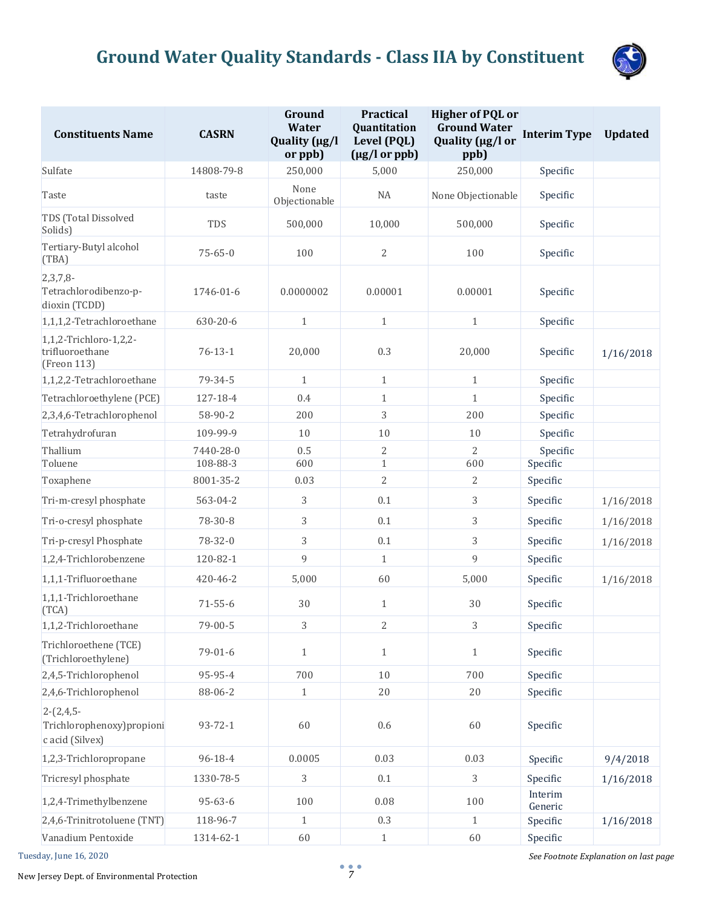# Ground Water Quality Standards - Class IIA by Constituent

| Constituents Name | CASRN | Ground Water Quality (µg/l or ppb) | Practical Quantitation Level (PQL) (µg/l or ppb) | Higher of PQL or Ground Water Quality (µg/l or ppb) | Interim Type | Updated |
|---|---|---|---|---|---|---|
| Sulfate | 14808-79-8 | 250,000 | 5,000 | 250,000 | Specific | |
| Taste | taste | None Objectionable | NA | None Objectionable | Specific | |
| TDS (Total Dissolved Solids) | TDS | 500,000 | 10,000 | 500,000 | Specific | |
| Tertiary-Butyl alcohol (TBA) | 75-65-0 | 100 | 2 | 100 | Specific | |
| 2,3,7,8-Tetrachlorodibenzo-p-dioxin (TCDD) | 1746-01-6 | 0.0000002 | 0.00001 | 0.00001 | Specific | |
| 1,1,1,2-Tetrachloroethane | 630-20-6 | 1 | 1 | 1 | Specific | |
| 1,1,2-Trichloro-1,2,2-trifluoroethane (Freon 113) | 76-13-1 | 20,000 | 0.3 | 20,000 | Specific | 1/16/2018 |
| 1,1,2,2-Tetrachloroethane | 79-34-5 | 1 | 1 | 1 | Specific | |
| Tetrachloroethylene (PCE) | 127-18-4 | 0.4 | 1 | 1 | Specific | |
| 2,3,4,6-Tetrachlorophenol | 58-90-2 | 200 | 3 | 200 | Specific | |
| Tetrahydrofuran | 109-99-9 | 10 | 10 | 10 | Specific | |
| Thallium | 7440-28-0 | 0.5 | 2 | 2 | Specific | |
| Toluene | 108-88-3 | 600 | 1 | 600 | Specific | |
| Toxaphene | 8001-35-2 | 0.03 | 2 | 2 | Specific | |
| Tri-m-cresyl phosphate | 563-04-2 | 3 | 0.1 | 3 | Specific | 1/16/2018 |
| Tri-o-cresyl phosphate | 78-30-8 | 3 | 0.1 | 3 | Specific | 1/16/2018 |
| Tri-p-cresyl Phosphate | 78-32-0 | 3 | 0.1 | 3 | Specific | 1/16/2018 |
| 1,2,4-Trichlorobenzene | 120-82-1 | 9 | 1 | 9 | Specific | |
| 1,1,1-Trifluoroethane | 420-46-2 | 5,000 | 60 | 5,000 | Specific | 1/16/2018 |
| 1,1,1-Trichloroethane (TCA) | 71-55-6 | 30 | 1 | 30 | Specific | |
| 1,1,2-Trichloroethane | 79-00-5 | 3 | 2 | 3 | Specific | |
| Trichloroethene (TCE) (Trichloroethylene) | 79-01-6 | 1 | 1 | 1 | Specific | |
| 2,4,5-Trichlorophenol | 95-95-4 | 700 | 10 | 700 | Specific | |
| 2,4,6-Trichlorophenol | 88-06-2 | 1 | 20 | 20 | Specific | |
| 2-(2,4,5-Trichlorophenoxy)propionic acid (Silvex) | 93-72-1 | 60 | 0.6 | 60 | Specific | |
| 1,2,3-Trichloropropane | 96-18-4 | 0.0005 | 0.03 | 0.03 | Specific | 9/4/2018 |
| Tricresyl phosphate | 1330-78-5 | 3 | 0.1 | 3 | Specific | 1/16/2018 |
| 1,2,4-Trimethylbenzene | 95-63-6 | 100 | 0.08 | 100 | Interim Generic | |
| 2,4,6-Trinitrotoluene (TNT) | 118-96-7 | 1 | 0.3 | 1 | Specific | 1/16/2018 |
| Vanadium Pentoxide | 1314-62-1 | 60 | 1 | 60 | Specific | |

Tuesday, June 16, 2020

*See Footnote Explanation on last page*

New Jersey Dept. of Environmental Protection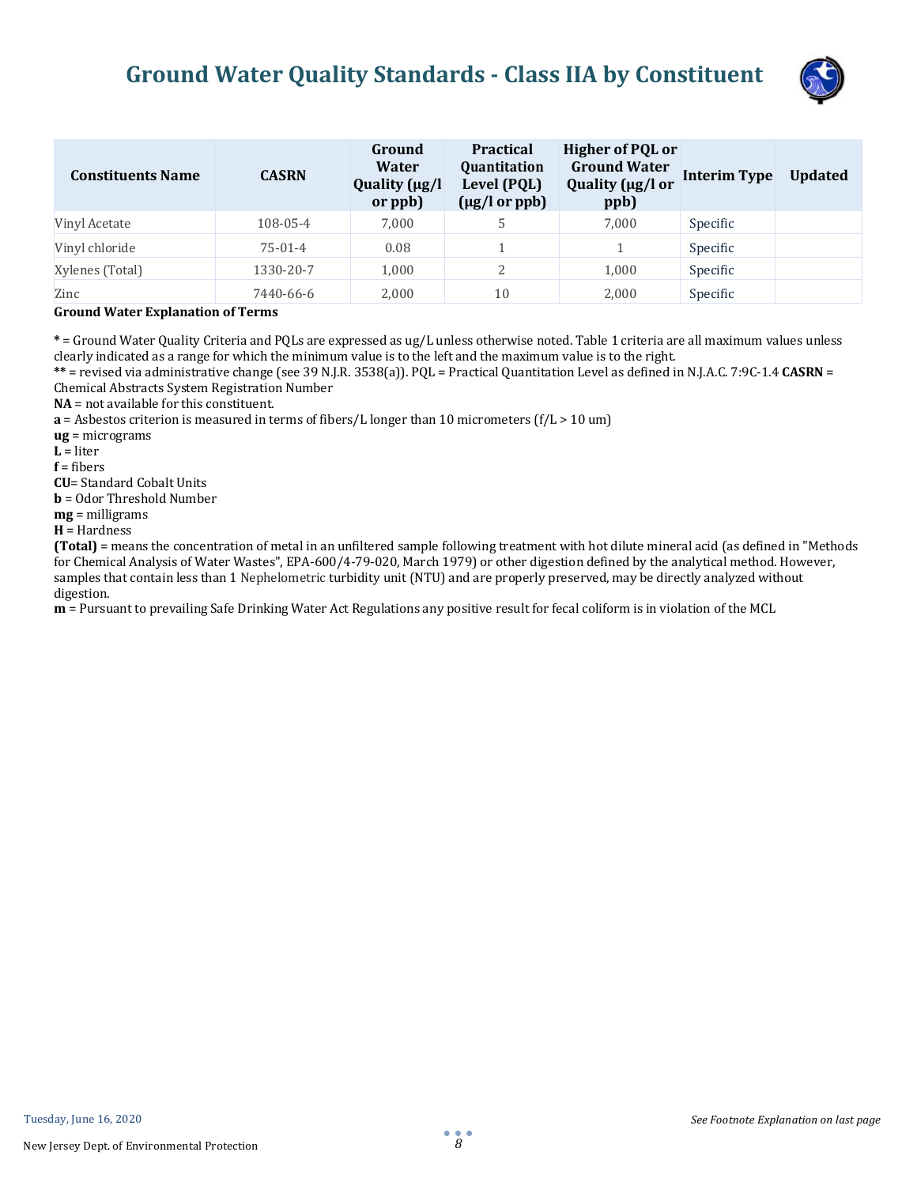# Ground Water Quality Standards - Class IIA by Constituent

| Constituents Name | CASRN | Ground Water Quality (µg/l or ppb) | Practical Quantitation Level (PQL) (µg/l or ppb) | Higher of PQL or Ground Water Quality (µg/l or ppb) | Interim Type | Updated |
|---|---|---|---|---|---|---|
| Vinyl Acetate | 108-05-4 | 7,000 | 5 | 7,000 | Specific | |
| Vinyl chloride | 75-01-4 | 0.08 | 1 | 1 | Specific | |
| Xylenes (Total) | 1330-20-7 | 1,000 | 2 | 1,000 | Specific | |
| Zinc | 7440-66-6 | 2,000 | 10 | 2,000 | Specific | |

**Ground Water Explanation of Terms**

**\*** = Ground Water Quality Criteria and PQLs are expressed as ug/L unless otherwise noted. Table 1 criteria are all maximum values unless clearly indicated as a range for which the minimum value is to the left and the maximum value is to the right.

**\*\*** = revised via administrative change (see 39 N.J.R. 3538(a)). PQL = Practical Quantitation Level as defined in N.J.A.C. 7:9C-1.4 **CASRN** = Chemical Abstracts System Registration Number

**NA** = not available for this constituent.

**a** = Asbestos criterion is measured in terms of fibers/L longer than 10 micrometers (f/L > 10 um)

**ug** = micrograms

**L** = liter

**f** = fibers

**CU**= Standard Cobalt Units

**b** = Odor Threshold Number

**mg** = milligrams

**H** = Hardness

**(Total)** = means the concentration of metal in an unfiltered sample following treatment with hot dilute mineral acid (as defined in "Methods for Chemical Analysis of Water Wastes", EPA-600/4-79-020, March 1979) or other digestion defined by the analytical method. However, samples that contain less than 1 Nephelometric turbidity unit (NTU) and are properly preserved, may be directly analyzed without digestion.

**m** = Pursuant to prevailing Safe Drinking Water Act Regulations any positive result for fecal coliform is in violation of the MCL